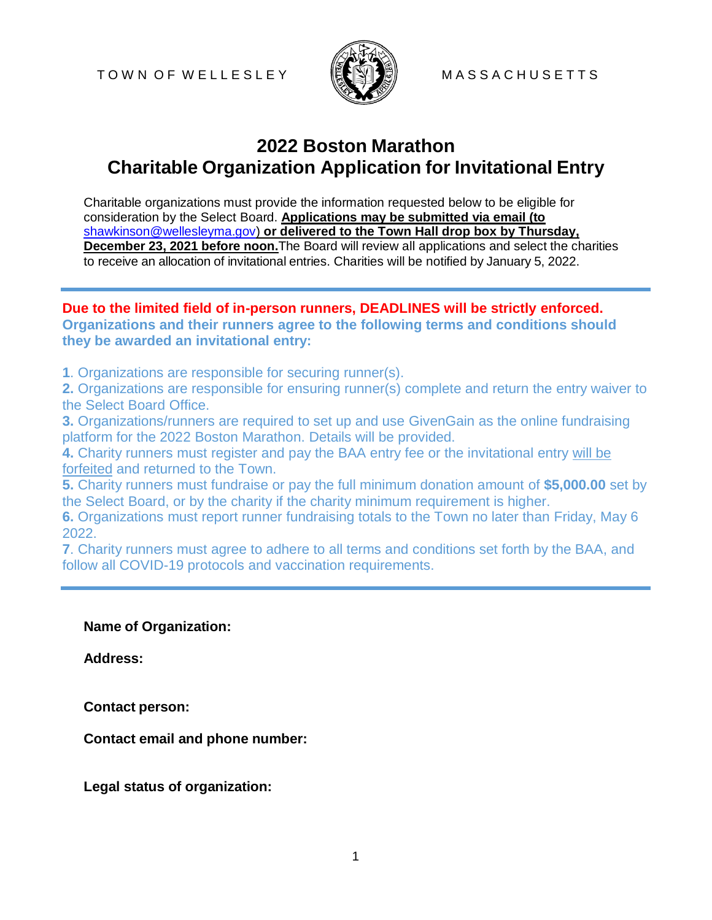TOWN OF WELLESLEY MASSACHUSETTS

# 2022 Boston Marathon
# Charitable Organization Application for Invitational Entry

Charitable organizations must provide the information requested below to be eligible for consideration by the Select Board. **Applications may be submitted via email (to shawkinson@wellesleyma.gov) or delivered to the Town Hall drop box by Thursday, December 23, 2021 before noon.** The Board will review all applications and select the charities to receive an allocation of invitational entries. Charities will be notified by January 5, 2022.

---

**Due to the limited field of in-person runners, DEADLINES will be strictly enforced.**
**Organizations and their runners agree to the following terms and conditions should they be awarded an invitational entry:**

**1**. Organizations are responsible for securing runner(s).
**2.** Organizations are responsible for ensuring runner(s) complete and return the entry waiver to the Select Board Office.
**3.** Organizations/runners are required to set up and use GivenGain as the online fundraising platform for the 2022 Boston Marathon. Details will be provided.
**4.** Charity runners must register and pay the BAA entry fee or the invitational entry will be forfeited and returned to the Town.
**5.** Charity runners must fundraise or pay the full minimum donation amount of **$5,000.00** set by the Select Board, or by the charity if the charity minimum requirement is higher.
**6.** Organizations must report runner fundraising totals to the Town no later than Friday, May 6 2022.
**7**. Charity runners must agree to adhere to all terms and conditions set forth by the BAA, and follow all COVID-19 protocols and vaccination requirements.

---

**Name of Organization:**

**Address:**

**Contact person:**

**Contact email and phone number:**

**Legal status of organization:**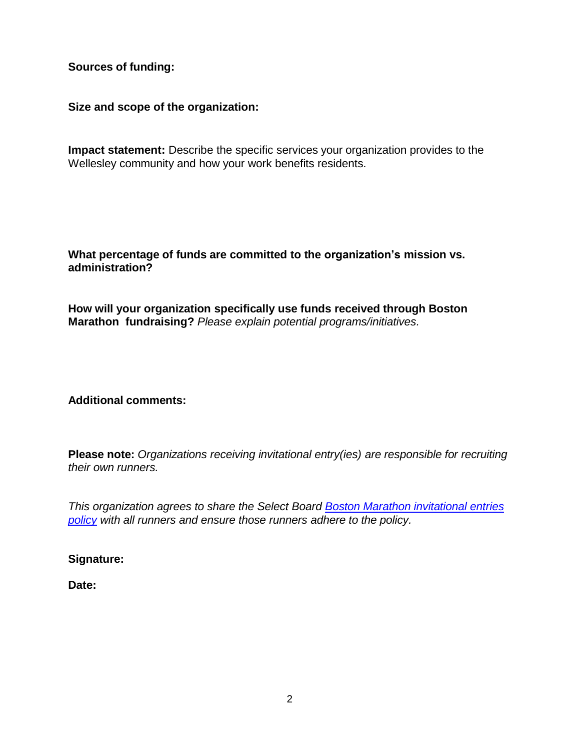**Sources of funding:**

**Size and scope of the organization:**

**Impact statement:** Describe the specific services your organization provides to the Wellesley community and how your work benefits residents.

**What percentage of funds are committed to the organization's mission vs. administration?**

**How will your organization specifically use funds received through Boston Marathon fundraising?** *Please explain potential programs/initiatives.*

**Additional comments:**

**Please note:** *Organizations receiving invitational entry(ies) are responsible for recruiting their own runners.*

*This organization agrees to share the Select Board [Boston Marathon invitational entries policy] with all runners and ensure those runners adhere to the policy.*

**Signature:**

**Date:**